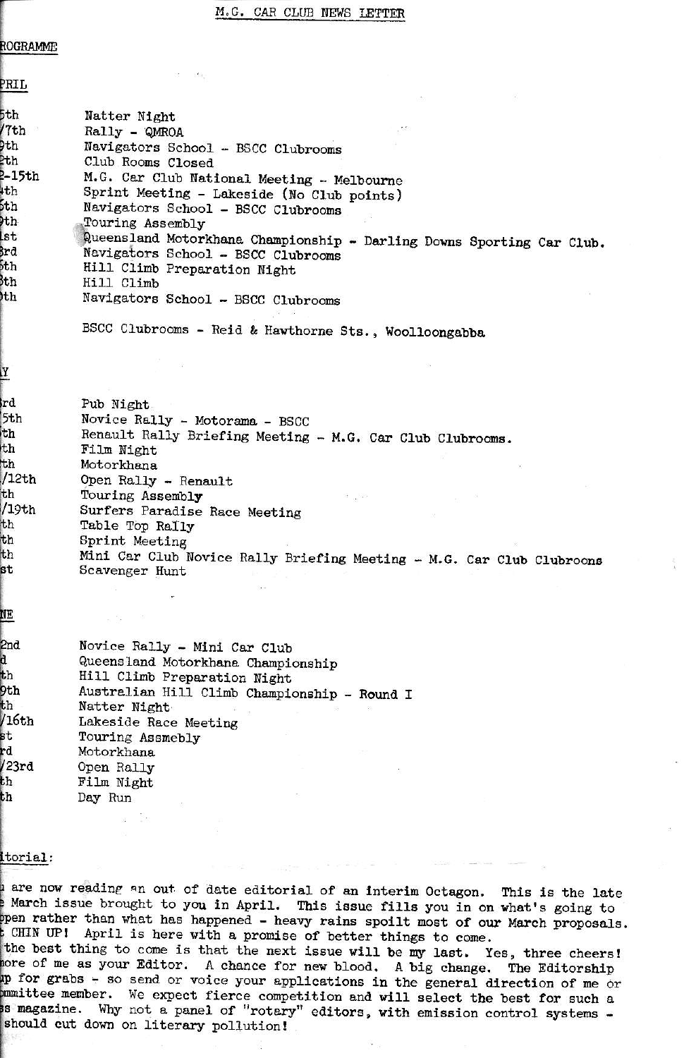# M.G. CAR CLUB NEWS LETTER

## ROGRAMME

### PRIL

| | |
|---|---|
| 5th | Natter Night |
| /7th | Rally - QMROA |
| 9th | Navigators School - BSCC Clubrooms |
| 2th | Club Rooms Closed |
| 2-15th | M.G. Car Club National Meeting - Melbourne |
| 4th | Sprint Meeting - Lakeside (No Club points) |
| 5th | Navigators School - BSCC Clubrooms |
| 9th | Touring Assembly |
| 1st | Queensland Motorkhana Championship - Darling Downs Sporting Car Club. |
| 3rd | Navigators School - BSCC Clubrooms |
| 5th | Hill Climb Preparation Night |
| 8th | Hill Climb |
| 0th | Navigators School - BSCC Clubrooms |

BSCC Clubrooms - Reid & Hawthorne Sts., Woolloongabba

### Y

| | |
|---|---|
| 3rd | Pub Night |
| 5th | Novice Rally - Motorama - BSCC |
| th | Renault Rally Briefing Meeting - M.G. Car Club Clubrooms. |
| th | Film Night |
| th | Motorkhana |
| /12th | Open Rally - Renault |
| th | Touring Assembly |
| /19th | Surfers Paradise Race Meeting |
| th | Table Top Rally |
| th | Sprint Meeting |
| th | Mini Car Club Novice Rally Briefing Meeting - M.G. Car Club Clubrooms |
| st | Scavenger Hunt |

### NE

| | |
|---|---|
| 2nd | Novice Rally - Mini Car Club |
| d | Queensland Motorkhana Championship |
| th | Hill Climb Preparation Night |
| 9th | Australian Hill Climb Championship - Round I |
| th | Natter Night |
| /16th | Lakeside Race Meeting |
| st | Touring Assmebly |
| rd | Motorkhana |
| /23rd | Open Rally |
| th | Film Night |
| th | Day Run |

## itorial:

u are now reading an out of date editorial of an interim Octagon. This is the late e March issue brought to you in April. This issue fills you in on what's going to ppen rather than what has happened - heavy rains spoilt most of our March proposals. t CHIN UP! April is here with a promise of better things to come.
the best thing to come is that the next issue will be my last. Yes, three cheers! more of me as your Editor. A chance for new blood. A big change. The Editorship up for grabs - so send or voice your applications in the general direction of me or mmittee member. We expect fierce competition and will select the best for such a s magazine. Why not a panel of "rotary" editors, with emission control systems - should cut down on literary pollution!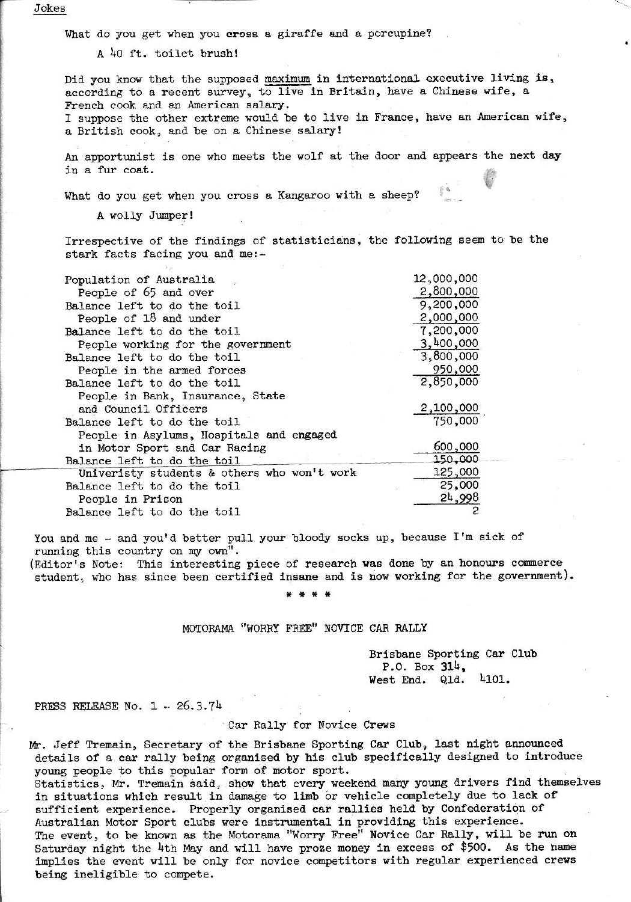Jokes

What do you get when you cross a giraffe and a porcupine?

A 40 ft. toilet brush!

Did you know that the supposed maximum in international executive living is, according to a recent survey, to live in Britain, have a Chinese wife, a French cook and an American salary.
I suppose the other extreme would be to live in France, have an American wife, a British cook, and be on a Chinese salary!

An apportunist is one who meets the wolf at the door and appears the next day in a fur coat.

What do you get when you cross a Kangaroo with a sheep?

A wolly Jumper!

Irrespective of the findings of statisticians, the following seem to be the stark facts facing you and me:-

| | |
|---|---|
| Population of Australia | 12,000,000 |
| People of 65 and over | 2,800,000 |
| Balance left to do the toil | 9,200,000 |
| People of 18 and under | 2,000,000 |
| Balance left to do the toil | 7,200,000 |
| People working for the government | 3,400,000 |
| Balance left to do the toil | 3,800,000 |
| People in the armed forces | 950,000 |
| Balance left to do the toil | 2,850,000 |
| People in Bank, Insurance, State and Council Officers | 2,100,000 |
| Balance left to do the toil | 750,000 |
| People in Asylums, Hospitals and engaged in Motor Sport and Car Racing | 600,000 |
| Balance left to do the toil | 150,000 |
| Univeristy students & others who won't work | 125,000 |
| Balance left to do the toil | 25,000 |
| People in Prison | 24,998 |
| Balance left to do the toil | 2 |

You and me - and you'd better pull your bloody socks up, because I'm sick of running this country on my own".
(Editor's Note: This interesting piece of research was done by an honours commerce student, who has since been certified insane and is now working for the government).

\* \* \* \*

MOTORAMA "WORRY FREE" NOVICE CAR RALLY

Brisbane Sporting Car Club
P.O. Box 314,
West End. Qld. 4101.

PRESS RELEASE No. 1 - 26.3.74

Car Rally for Novice Crews

Mr. Jeff Tremain, Secretary of the Brisbane Sporting Car Club, last night announced details of a car rally being organised by his club specifically designed to introduce young people to this popular form of motor sport.
Statistics, Mr. Tremain said, show that every weekend many young drivers find themselves in situations which result in damage to limb or vehicle completely due to lack of sufficient experience. Properly organised car rallies held by Confederation of Australian Motor Sport clubs were instrumental in providing this experience.
The event, to be known as the Motorama "Worry Free" Novice Car Rally, will be run on Saturday night the 4th May and will have proze money in excess of $500. As the name implies the event will be only for novice competitors with regular experienced crews being ineligible to compete.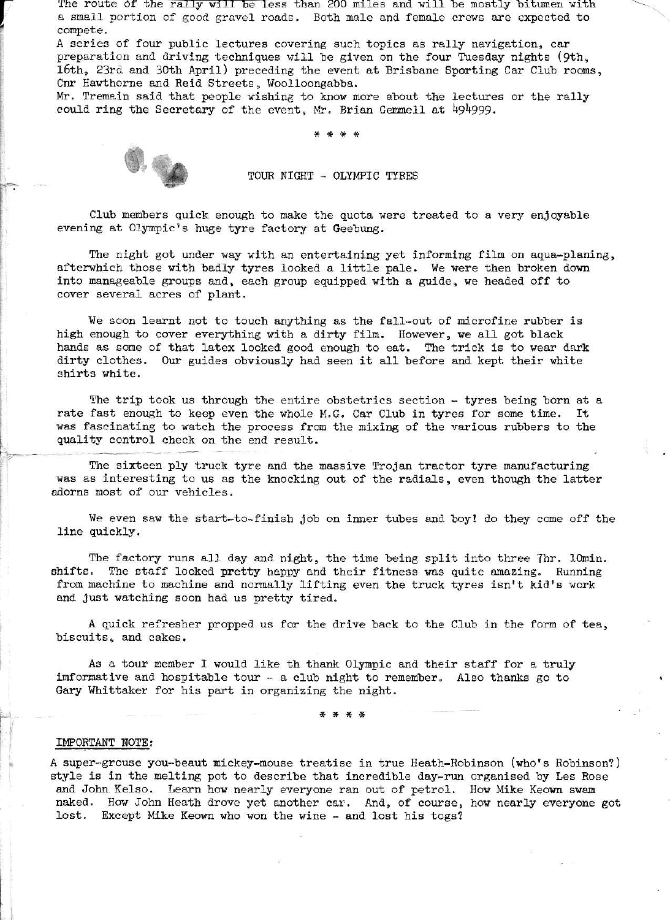The route of the rally will be less than 200 miles and will be mostly bitumen with a small portion of good gravel roads. Both male and female crews are expected to compete.

A series of four public lectures covering such topics as rally navigation, car preparation and driving techniques will be given on the four Tuesday nights (9th, 16th, 23rd and 30th April) preceding the event at Brisbane Sporting Car Club rooms, Cnr Hawthorne and Reid Streets, Woolloongabba.

Mr. Tremain said that people wishing to know more about the lectures or the rally could ring the Secretary of the event, Mr. Brian Gemmell at 494999.

\* \* \* \*

## TOUR NIGHT - OLYMPIC TYRES

Club members quick enough to make the quota were treated to a very enjoyable evening at Olympic's huge tyre factory at Geebung.

The night got under way with an entertaining yet informing film on aqua-planing, afterwhich those with badly tyres looked a little pale. We were then broken down into manageable groups and, each group equipped with a guide, we headed off to cover several acres of plant.

We soon learnt not to touch anything as the fall-out of microfine rubber is high enough to cover everything with a dirty film. However, we all got black hands as some of that latex looked good enough to eat. The trick is to wear dark dirty clothes. Our guides obviously had seen it all before and kept their white shirts white.

The trip took us through the entire obstetrics section - tyres being born at a rate fast enough to keep even the whole M.G. Car Club in tyres for some time. It was fascinating to watch the process from the mixing of the various rubbers to the quality control check on the end result.

The sixteen ply truck tyre and the massive Trojan tractor tyre manufacturing was as interesting to us as the knocking out of the radials, even though the latter adorns most of our vehicles.

We even saw the start-to-finish job on inner tubes and boy! do they come off the line quickly.

The factory runs all day and night, the time being split into three 7hr. 10min. shifts. The staff looked pretty happy and their fitness was quite amazing. Running from machine to machine and normally lifting even the truck tyres isn't kid's work and just watching soon had us pretty tired.

A quick refresher propped us for the drive back to the Club in the form of tea, biscuits, and cakes.

As a tour member I would like th thank Olympic and their staff for a truly informative and hospitable tour - a club night to remember. Also thanks go to Gary Whittaker for his part in organizing the night.

\* \* \* \*

IMPORTANT NOTE:

A super-grouse you-beaut mickey-mouse treatise in true Heath-Robinson (who's Robinson?) style is in the melting pot to describe that incredible day-run organised by Les Rose and John Kelso. Learn how nearly everyone ran out of petrol. How Mike Keown swam naked. How John Heath drove yet another car. And, of course, how nearly everyone got lost. Except Mike Keown who won the wine - and lost his togs?